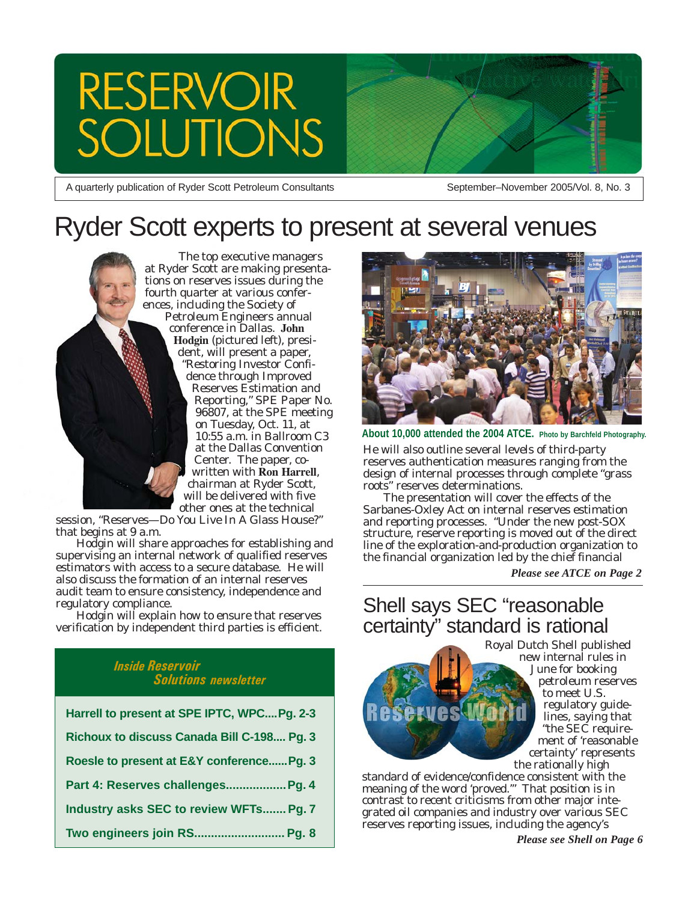# RESERVOIR SOLUTIONS

A quarterly publication of Ryder Scott Petroleum Consultants

September–November 2005/Vol. 8, No. 3

# Ryder Scott experts to present at several venues

The top executive managers at Ryder Scott are making presentations on reserves issues during the fourth quarter at various conferences, including the Society of Petroleum Engineers annual conference in Dallas. **John Hodgin** (pictured left), president, will present a paper, "Restoring Investor Confidence through Improved Reserves Estimation and Reporting," SPE Paper No. 96807, at the SPE meeting on Tuesday, Oct. 11, at 10:55 a.m. in Ballroom C3 at the Dallas Convention Center. The paper, co-written with **Ron Harrell**, chairman at Ryder Scott, will be delivered with five other ones at the technical session, "Reserves—Do You Live In A Glass House?" that begins at 9 a.m.

Hodgin will share approaches for establishing and supervising an internal network of qualified reserves estimators with access to a secure database. He will also discuss the formation of an internal reserves audit team to ensure consistency, independence and regulatory compliance.

Hodgin will explain how to ensure that reserves verification by independent third parties is efficient.

**About 10,000 attended the 2004 ATCE.** Photo by Barchfeld Photography.

He will also outline several levels of third-party reserves authentication measures ranging from the design of internal processes through complete "grass roots" reserves determinations.

The presentation will cover the effects of the Sarbanes-Oxley Act on internal reserves estimation and reporting processes. "Under the new post-SOX structure, reserve reporting is moved out of the direct line of the exploration-and-production organization to the financial organization led by the chief financial

*Please see ATCE on Page 2*

## Inside Reservoir Solutions newsletter

- Harrell to present at SPE IPTC, WPC.... Pg. 2-3
- Richoux to discuss Canada Bill C-198.... Pg. 3
- Roesle to present at E&Y conference...... Pg. 3
- Part 4: Reserves challenges.................. Pg. 4
- Industry asks SEC to review WFTs....... Pg. 7
- Two engineers join RS.......................... Pg. 8

# Shell says SEC "reasonable certainty" standard is rational

Reserves World

Royal Dutch Shell published new internal rules in June for booking petroleum reserves to meet U.S. regulatory guidelines, saying that "the SEC requirement of 'reasonable certainty' represents the rationally high standard of evidence/confidence consistent with the meaning of the word 'proved.'" That position is in contrast to recent criticisms from other major integrated oil companies and industry over various SEC reserves reporting issues, including the agency's

*Please see Shell on Page 6*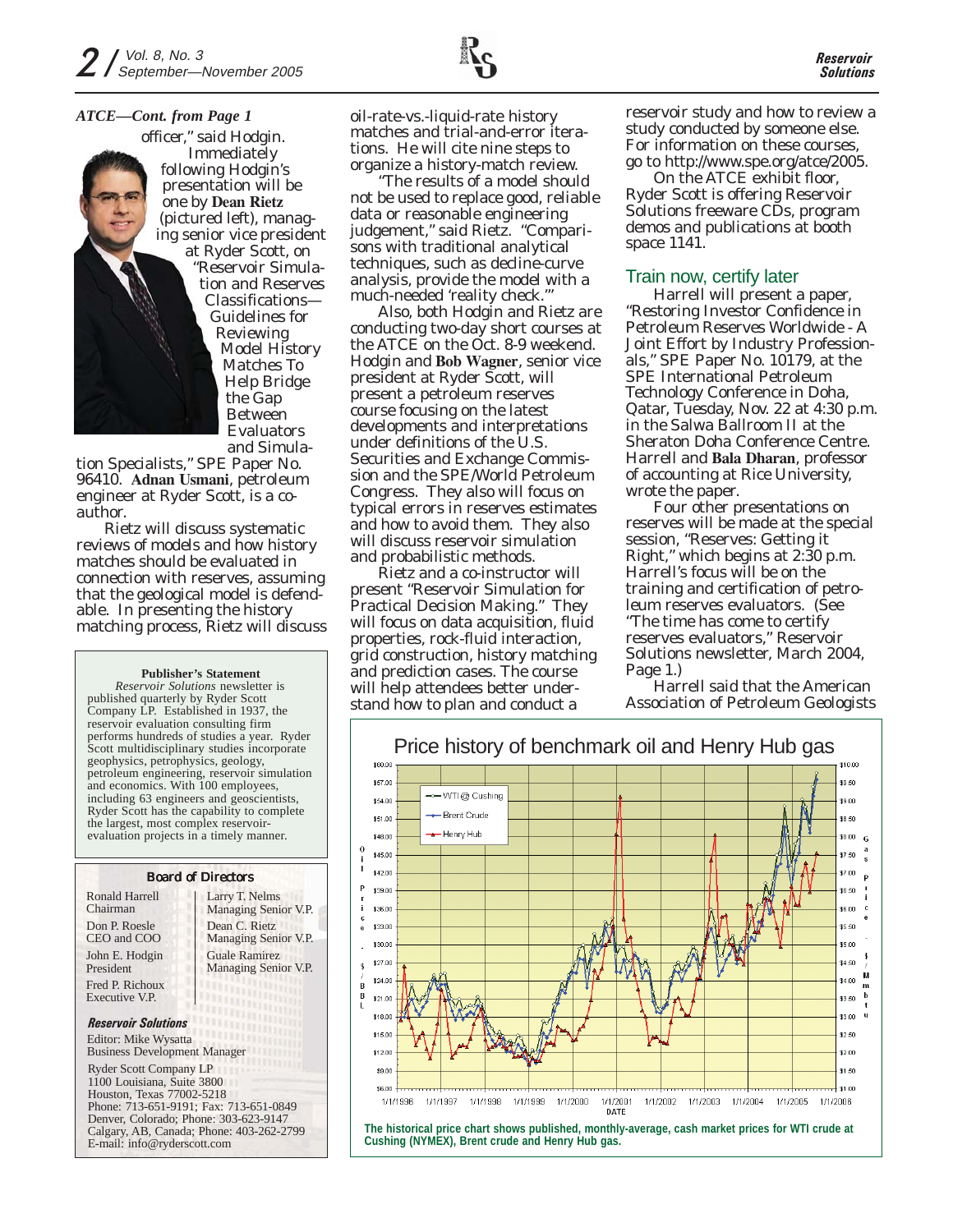*ATCE—Cont. from Page 1*

officer," said Hodgin. Immediately following Hodgin's presentation will be one by **Dean Rietz** (pictured left), managing senior vice president at Ryder Scott, on "Reservoir Simulation and Reserves Classifications—Guidelines for Reviewing Model History Matches To Help Bridge the Gap Between Evaluators and Simulation Specialists," SPE Paper No. 96410. **Adnan Usmani**, petroleum engineer at Ryder Scott, is a co-author.

Rietz will discuss systematic reviews of models and how history matches should be evaluated in connection with reserves, assuming that the geological model is defendable. In presenting the history matching process, Rietz will discuss oil-rate-vs.-liquid-rate history matches and trial-and-error iterations. He will cite nine steps to organize a history-match review.

"The results of a model should not be used to replace good, reliable data or reasonable engineering judgement," said Rietz. "Comparisons with traditional analytical techniques, such as decline-curve analysis, provide the model with a much-needed 'reality check.'"

Also, both Hodgin and Rietz are conducting two-day short courses at the ATCE on the Oct. 8-9 weekend. Hodgin and **Bob Wagner**, senior vice president at Ryder Scott, will present a petroleum reserves course focusing on the latest developments and interpretations under definitions of the U.S. Securities and Exchange Commission and the SPE/World Petroleum Congress. They also will focus on typical errors in reserves estimates and how to avoid them. They also will discuss reservoir simulation and probabilistic methods.

Rietz and a co-instructor will present "Reservoir Simulation for Practical Decision Making." They will focus on data acquisition, fluid properties, rock-fluid interaction, grid construction, history matching and prediction cases. The course will help attendees better understand how to plan and conduct a reservoir study and how to review a study conducted by someone else. For information on these courses, go to http://www.spe.org/atce/2005.

On the ATCE exhibit floor, Ryder Scott is offering Reservoir Solutions freeware CDs, program demos and publications at booth space 1141.

## Train now, certify later

Harrell will present a paper, "Restoring Investor Confidence in Petroleum Reserves Worldwide - A Joint Effort by Industry Professionals," SPE Paper No. 10179, at the SPE International Petroleum Technology Conference in Doha, Qatar, Tuesday, Nov. 22 at 4:30 p.m. in the Salwa Ballroom II at the Sheraton Doha Conference Centre. Harrell and **Bala Dharan**, professor of accounting at Rice University, wrote the paper.

Four other presentations on reserves will be made at the special session, "Reserves: Getting it Right," which begins at 2:30 p.m. Harrell's focus will be on the training and certification of petroleum reserves evaluators. (See "The time has come to certify reserves evaluators," Reservoir Solutions newsletter, March 2004, Page 1.)

Harrell said that the American Association of Petroleum Geologists

**Price history of benchmark oil and Henry Hub gas**

The historical price chart shows published, monthly-average, cash market prices for WTI crude at Cushing (NYMEX), Brent crude and Henry Hub gas.

---

**Publisher's Statement**

*Reservoir Solutions* newsletter is published quarterly by Ryder Scott Company LP. Established in 1937, the reservoir evaluation consulting firm performs hundreds of studies a year. Ryder Scott multidisciplinary studies incorporate geophysics, petrophysics, geology, petroleum engineering, reservoir simulation and economics. With 100 employees, including 63 engineers and geoscientists, Ryder Scott has the capability to complete the largest, most complex reservoir-evaluation projects in a timely manner.

---

**Board of Directors**

| | |
|---|---|
| Ronald Harrell<br>Chairman | Larry T. Nelms<br>Managing Senior V.P. |
| Don P. Roesle<br>CEO and COO | Dean C. Rietz<br>Managing Senior V.P. |
| John E. Hodgin<br>President | Guale Ramirez<br>Managing Senior V.P. |
| Fred P. Richoux<br>Executive V.P. | |

***Reservoir Solutions***

Editor: Mike Wysatta
Business Development Manager

Ryder Scott Company LP
1100 Louisiana, Suite 3800
Houston, Texas 77002-5218
Phone: 713-651-9191; Fax: 713-651-0849
Denver, Colorado; Phone: 303-623-9147
Calgary, AB, Canada; Phone: 403-262-2799
E-mail: info@ryderscott.com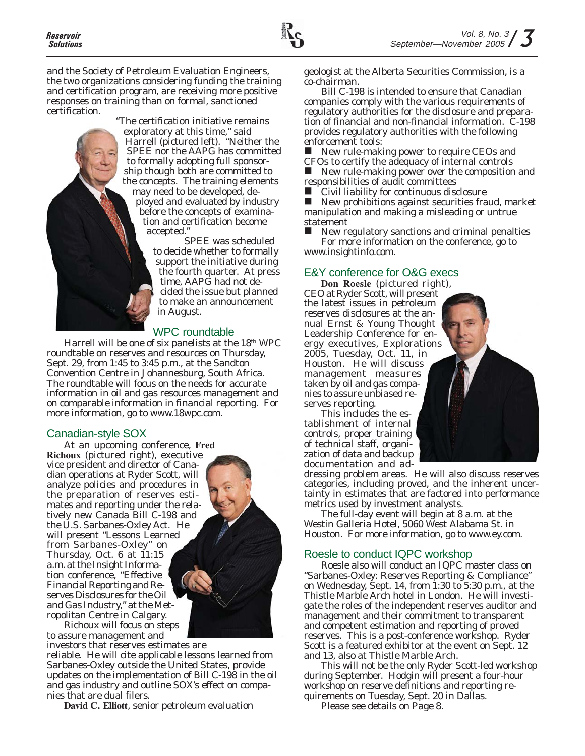and the Society of Petroleum Evaluation Engineers, the two organizations considering funding the training and certification program, are receiving more positive responses on training than on formal, sanctioned certification.

"The certification initiative remains exploratory at this time," said Harrell (pictured left). "Neither the SPEE nor the AAPG has committed to formally adopting full sponsorship though both are committed to the concepts. The training elements may need to be developed, deployed and evaluated by industry before the concepts of examination and certification become accepted."

SPEE was scheduled to decide whether to formally support the initiative during the fourth quarter. At press time, AAPG had not decided the issue but planned to make an announcement in August.

## WPC roundtable

Harrell will be one of six panelists at the 18th WPC roundtable on reserves and resources on Thursday, Sept. 29, from 1:45 to 3:45 p.m., at the Sandton Convention Centre in Johannesburg, South Africa. The roundtable will focus on the needs for accurate information in oil and gas resources management and on comparable information in financial reporting. For more information, go to www.18wpc.com.

## Canadian-style SOX

At an upcoming conference, **Fred Richoux** (pictured right), executive vice president and director of Canadian operations at Ryder Scott, will analyze policies and procedures in the preparation of reserves estimates and reporting under the relatively new Canada Bill C-198 and the U.S. Sarbanes-Oxley Act. He will present "Lessons Learned from Sarbanes-Oxley" on Thursday, Oct. 6 at 11:15 a.m. at the Insight Information conference, "Effective Financial Reporting and Reserves Disclosures for the Oil and Gas Industry," at the Metropolitan Centre in Calgary.

Richoux will focus on steps to assure management and investors that reserves estimates are reliable. He will cite applicable lessons learned from Sarbanes-Oxley outside the United States, provide updates on the implementation of Bill C-198 in the oil and gas industry and outline SOX's effect on companies that are dual filers.

**David C. Elliott**, senior petroleum evaluation geologist at the Alberta Securities Commission, is a co-chairman.

Bill C-198 is intended to ensure that Canadian companies comply with the various requirements of regulatory authorities for the disclosure and preparation of financial and non-financial information. C-198 provides regulatory authorities with the following enforcement tools:

- New rule-making power to require CEOs and CFOs to certify the adequacy of internal controls
- New rule-making power over the composition and responsibilities of audit committees
- Civil liability for continuous disclosure
- New prohibitions against securities fraud, market manipulation and making a misleading or untrue statement
- New regulatory sanctions and criminal penalties

For more information on the conference, go to www.insightinfo.com.

## E&Y conference for O&G execs

**Don Roesle** (pictured right), CEO at Ryder Scott, will present the latest issues in petroleum reserves disclosures at the annual Ernst & Young Thought Leadership Conference for energy executives, Explorations 2005, Tuesday, Oct. 11, in Houston. He will discuss management measures taken by oil and gas companies to assure unbiased reserves reporting.

This includes the establishment of internal controls, proper training of technical staff, organization of data and backup documentation and addressing problem areas. He will also discuss reserves categories, including proved, and the inherent uncertainty in estimates that are factored into performance metrics used by investment analysts.

The full-day event will begin at 8 a.m. at the Westin Galleria Hotel, 5060 West Alabama St. in Houston. For more information, go to www.ey.com.

## Roesle to conduct IQPC workshop

Roesle also will conduct an IQPC master class on "Sarbanes-Oxley: Reserves Reporting & Compliance" on Wednesday, Sept. 14, from 1:30 to 5:30 p.m., at the Thistle Marble Arch hotel in London. He will investigate the roles of the independent reserves auditor and management and their commitment to transparent and competent estimation and reporting of proved reserves. This is a post-conference workshop. Ryder Scott is a featured exhibitor at the event on Sept. 12 and 13, also at Thistle Marble Arch.

This will not be the only Ryder Scott-led workshop during September. Hodgin will present a four-hour workshop on reserve definitions and reporting requirements on Tuesday, Sept. 20 in Dallas.

Please see details on Page 8.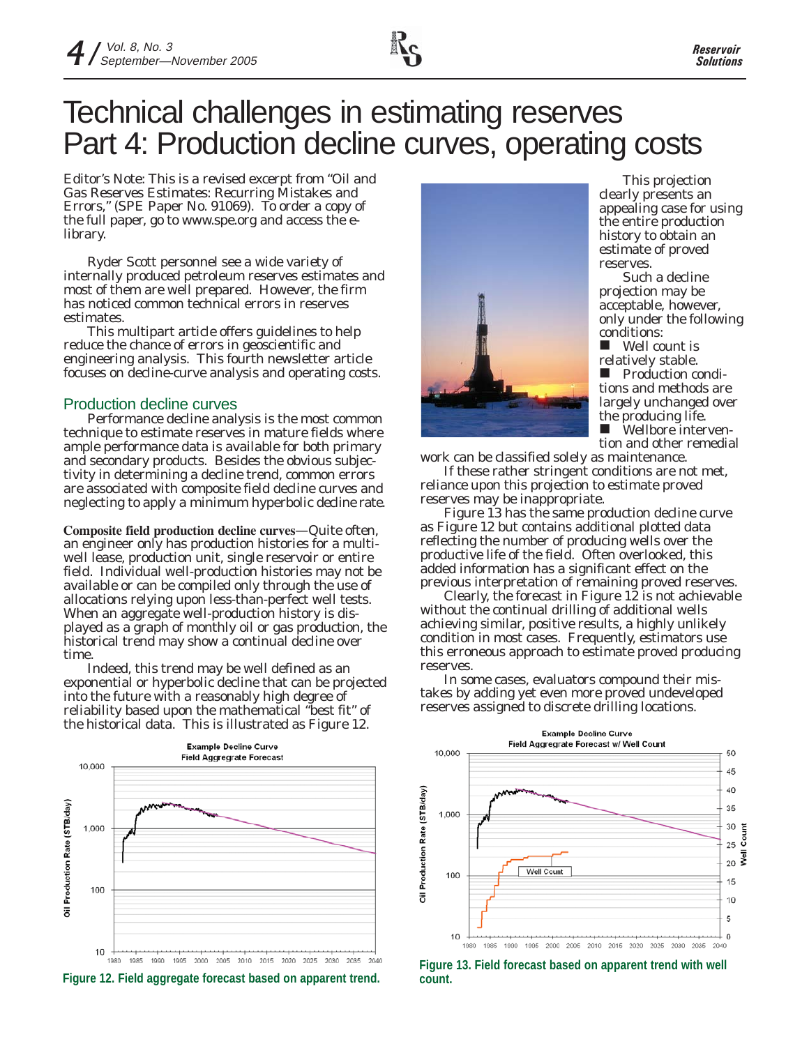# Technical challenges in estimating reserves Part 4: Production decline curves, operating costs

Editor's Note: This is a revised excerpt from "Oil and Gas Reserves Estimates: Recurring Mistakes and Errors," (SPE Paper No. 91069). To order a copy of the full paper, go to www.spe.org and access the e-library.

Ryder Scott personnel see a wide variety of internally produced petroleum reserves estimates and most of them are well prepared. However, the firm has noticed common technical errors in reserves estimates.

This multipart article offers guidelines to help reduce the chance of errors in geoscientific and engineering analysis. This fourth newsletter article focuses on decline-curve analysis and operating costs.

## Production decline curves

Performance decline analysis is the most common technique to estimate reserves in mature fields where ample performance data is available for both primary and secondary products. Besides the obvious subjectivity in determining a decline trend, common errors are associated with composite field decline curves and neglecting to apply a minimum hyperbolic decline rate.

**Composite field production decline curves**—Quite often, an engineer only has production histories for a multi-well lease, production unit, single reservoir or entire field. Individual well-production histories may not be available or can be compiled only through the use of allocations relying upon less-than-perfect well tests. When an aggregate well-production history is displayed as a graph of monthly oil or gas production, the historical trend may show a continual decline over time.

Indeed, this trend may be well defined as an exponential or hyperbolic decline that can be projected into the future with a reasonably high degree of reliability based upon the mathematical "best fit" of the historical data. This is illustrated as Figure 12.

Figure 12. Field aggregate forecast based on apparent trend.

This projection clearly presents an appealing case for using the entire production history to obtain an estimate of proved reserves.

Such a decline projection may be acceptable, however, only under the following conditions:

- Well count is relatively stable.
- Production conditions and methods are largely unchanged over the producing life.
- Wellbore intervention and other remedial work can be classified solely as maintenance.

If these rather stringent conditions are not met, reliance upon this projection to estimate proved reserves may be inappropriate.

Figure 13 has the same production decline curve as Figure 12 but contains additional plotted data reflecting the number of producing wells over the productive life of the field. Often overlooked, this added information has a significant effect on the previous interpretation of remaining proved reserves.

Clearly, the forecast in Figure 12 is not achievable without the continual drilling of additional wells achieving similar, positive results, a highly unlikely condition in most cases. Frequently, estimators use this erroneous approach to estimate proved producing reserves.

In some cases, evaluators compound their mistakes by adding yet even more proved undeveloped reserves assigned to discrete drilling locations.

Figure 13. Field forecast based on apparent trend with well count.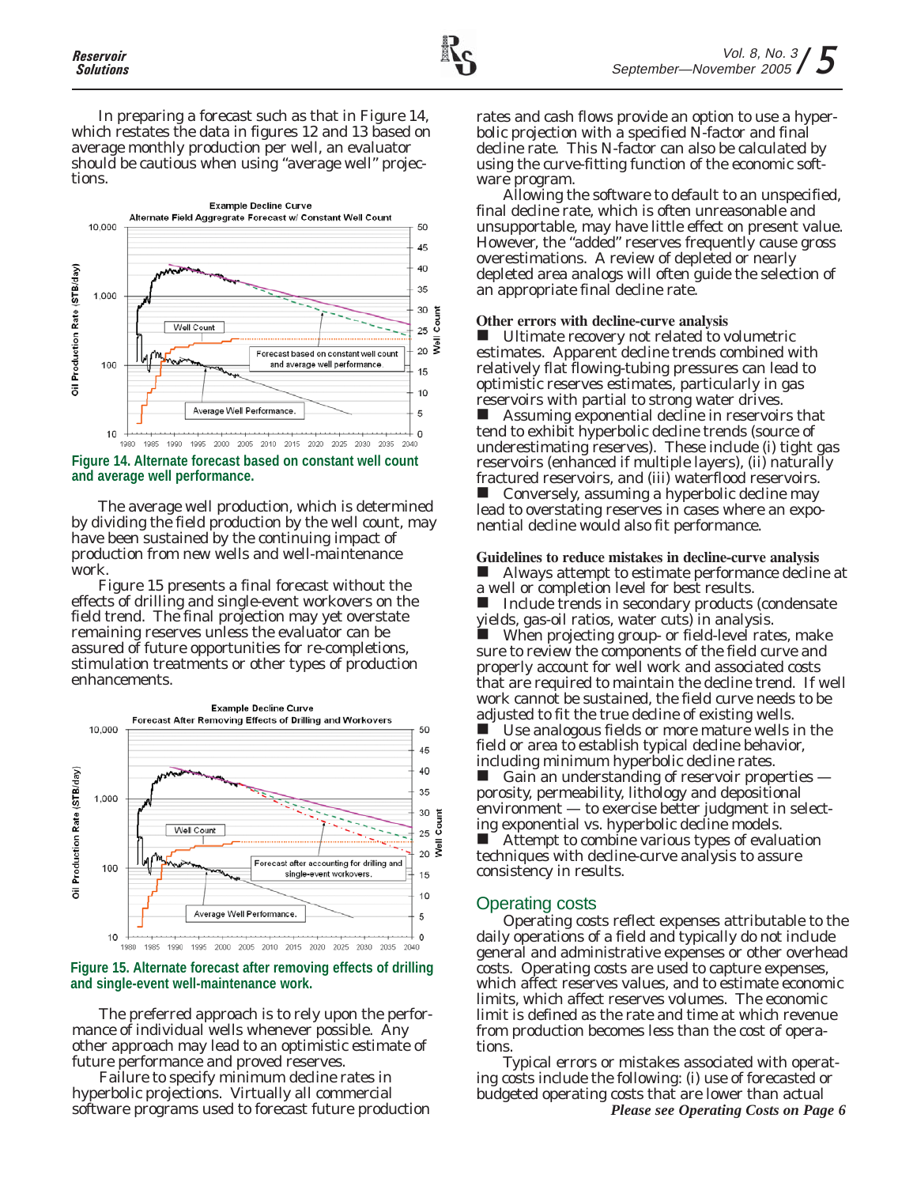In preparing a forecast such as that in Figure 14, which restates the data in figures 12 and 13 based on average monthly production per well, an evaluator should be cautious when using "average well" projections.

**Figure 14. Alternate forecast based on constant well count and average well performance.**

The average well production, which is determined by dividing the field production by the well count, may have been sustained by the continuing impact of production from new wells and well-maintenance work.

Figure 15 presents a final forecast without the effects of drilling and single-event workovers on the field trend. The final projection may yet overstate remaining reserves unless the evaluator can be assured of future opportunities for re-completions, stimulation treatments or other types of production enhancements.

**Figure 15. Alternate forecast after removing effects of drilling and single-event well-maintenance work.**

The preferred approach is to rely upon the performance of individual wells whenever possible. Any other approach may lead to an optimistic estimate of future performance and proved reserves.

Failure to specify minimum decline rates in hyperbolic projections. Virtually all commercial software programs used to forecast future production rates and cash flows provide an option to use a hyperbolic projection with a specified N-factor and final decline rate. This N-factor can also be calculated by using the curve-fitting function of the economic software program.

Allowing the software to default to an unspecified, final decline rate, which is often unreasonable and unsupportable, may have little effect on present value. However, the "added" reserves frequently cause gross overestimations. A review of depleted or nearly depleted area analogs will often guide the selection of an appropriate final decline rate.

### Other errors with decline-curve analysis

- Ultimate recovery not related to volumetric estimates. Apparent decline trends combined with relatively flat flowing-tubing pressures can lead to optimistic reserves estimates, particularly in gas reservoirs with partial to strong water drives.
- Assuming exponential decline in reservoirs that tend to exhibit hyperbolic decline trends (source of underestimating reserves). These include (i) tight gas reservoirs (enhanced if multiple layers), (ii) naturally fractured reservoirs, and (iii) waterflood reservoirs.
- Conversely, assuming a hyperbolic decline may lead to overstating reserves in cases where an exponential decline would also fit performance.

### Guidelines to reduce mistakes in decline-curve analysis

- Always attempt to estimate performance decline at a well or completion level for best results.
- Include trends in secondary products (condensate yields, gas-oil ratios, water cuts) in analysis.
- When projecting group- or field-level rates, make sure to review the components of the field curve and properly account for well work and associated costs that are required to maintain the decline trend. If well work cannot be sustained, the field curve needs to be adjusted to fit the true decline of existing wells.
- Use analogous fields or more mature wells in the field or area to establish typical decline behavior, including minimum hyperbolic decline rates.
- Gain an understanding of reservoir properties — porosity, permeability, lithology and depositional environment — to exercise better judgment in selecting exponential vs. hyperbolic decline models.
- Attempt to combine various types of evaluation techniques with decline-curve analysis to assure consistency in results.

## Operating costs

Operating costs reflect expenses attributable to the daily operations of a field and typically do not include general and administrative expenses or other overhead costs. Operating costs are used to capture expenses, which affect reserves values, and to estimate economic limits, which affect reserves volumes. The economic limit is defined as the rate and time at which revenue from production becomes less than the cost of operations.

Typical errors or mistakes associated with operating costs include the following: (i) use of forecasted or budgeted operating costs that are lower than actual

*Please see Operating Costs on Page 6*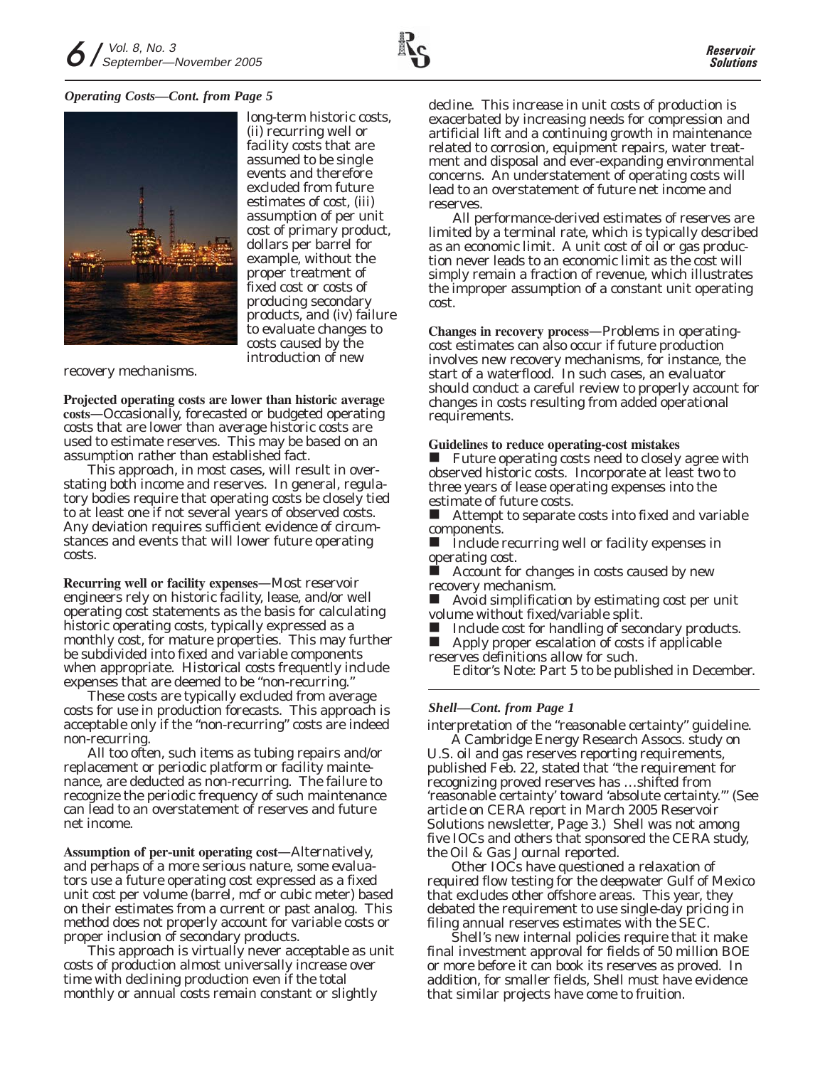*Operating Costs—Cont. from Page 5*

long-term historic costs, (ii) recurring well or facility costs that are assumed to be single events and therefore excluded from future estimates of cost, (iii) assumption of per unit cost of primary product, dollars per barrel for example, without the proper treatment of fixed cost or costs of producing secondary products, and (iv) failure to evaluate changes to costs caused by the introduction of new recovery mechanisms.

**Projected operating costs are lower than historic average costs**—Occasionally, forecasted or budgeted operating costs that are lower than average historic costs are used to estimate reserves. This may be based on an assumption rather than established fact.

This approach, in most cases, will result in overstating both income and reserves. In general, regulatory bodies require that operating costs be closely tied to at least one if not several years of observed costs. Any deviation requires sufficient evidence of circumstances and events that will lower future operating costs.

**Recurring well or facility expenses**—Most reservoir engineers rely on historic facility, lease, and/or well operating cost statements as the basis for calculating historic operating costs, typically expressed as a monthly cost, for mature properties. This may further be subdivided into fixed and variable components when appropriate. Historical costs frequently include expenses that are deemed to be "non-recurring."

These costs are typically excluded from average costs for use in production forecasts. This approach is acceptable only if the "non-recurring" costs are indeed non-recurring.

All too often, such items as tubing repairs and/or replacement or periodic platform or facility maintenance, are deducted as non-recurring. The failure to recognize the periodic frequency of such maintenance can lead to an overstatement of reserves and future net income.

**Assumption of per-unit operating cost**—Alternatively, and perhaps of a more serious nature, some evaluators use a future operating cost expressed as a fixed unit cost per volume (barrel, mcf or cubic meter) based on their estimates from a current or past analog. This method does not properly account for variable costs or proper inclusion of secondary products.

This approach is virtually never acceptable as unit costs of production almost universally increase over time with declining production even if the total monthly or annual costs remain constant or slightly decline. This increase in unit costs of production is exacerbated by increasing needs for compression and artificial lift and a continuing growth in maintenance related to corrosion, equipment repairs, water treatment and disposal and ever-expanding environmental concerns. An understatement of operating costs will lead to an overstatement of future net income and reserves.

All performance-derived estimates of reserves are limited by a terminal rate, which is typically described as an economic limit. A unit cost of oil or gas production never leads to an economic limit as the cost will simply remain a fraction of revenue, which illustrates the improper assumption of a constant unit operating cost.

**Changes in recovery process**—Problems in operating-cost estimates can also occur if future production involves new recovery mechanisms, for instance, the start of a waterflood. In such cases, an evaluator should conduct a careful review to properly account for changes in costs resulting from added operational requirements.

**Guidelines to reduce operating-cost mistakes**

- Future operating costs need to closely agree with observed historic costs. Incorporate at least two to three years of lease operating expenses into the estimate of future costs.
- Attempt to separate costs into fixed and variable components.
- Include recurring well or facility expenses in operating cost.
- Account for changes in costs caused by new recovery mechanism.
- Avoid simplification by estimating cost per unit volume without fixed/variable split.
- Include cost for handling of secondary products.
- Apply proper escalation of costs if applicable reserves definitions allow for such.

*Editor's Note: Part 5 to be published in December.*

---

*Shell—Cont. from Page 1*

interpretation of the "reasonable certainty" guideline.

A Cambridge Energy Research Assocs. study on U.S. oil and gas reserves reporting requirements, published Feb. 22, stated that "the requirement for recognizing proved reserves has …shifted from 'reasonable certainty' toward 'absolute certainty.'" (See article on CERA report in March 2005 Reservoir Solutions newsletter, Page 3.) Shell was not among five IOCs and others that sponsored the CERA study, the Oil & Gas Journal reported.

Other IOCs have questioned a relaxation of required flow testing for the deepwater Gulf of Mexico that excludes other offshore areas. This year, they debated the requirement to use single-day pricing in filing annual reserves estimates with the SEC.

Shell's new internal policies require that it make final investment approval for fields of 50 million BOE or more before it can book its reserves as proved. In addition, for smaller fields, Shell must have evidence that similar projects have come to fruition.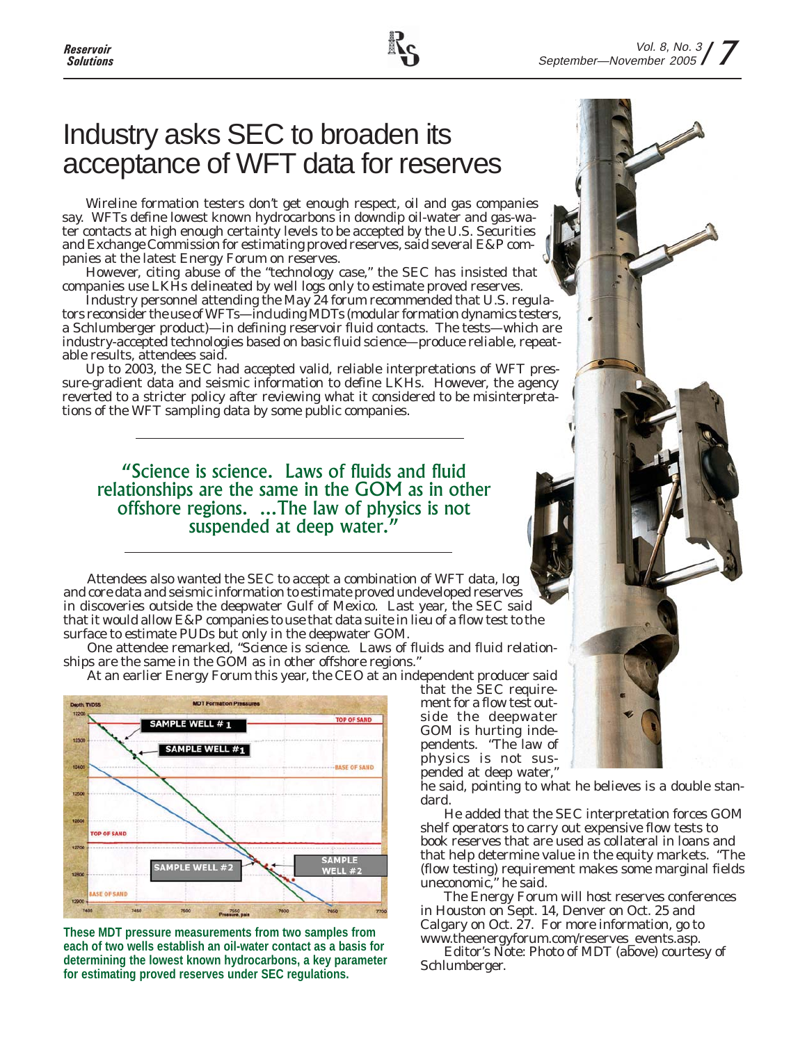# Industry asks SEC to broaden its acceptance of WFT data for reserves

Wireline formation testers don't get enough respect, oil and gas companies say. WFTs define lowest known hydrocarbons in downdip oil-water and gas-water contacts at high enough certainty levels to be accepted by the U.S. Securities and Exchange Commission for estimating proved reserves, said several E&P companies at the latest Energy Forum on reserves.

However, citing abuse of the "technology case," the SEC has insisted that companies use LKHs delineated by well logs only to estimate proved reserves.

Industry personnel attending the May 24 forum recommended that U.S. regulators reconsider the use of WFTs—including MDTs (modular formation dynamics testers, a Schlumberger product)—in defining reservoir fluid contacts. The tests—which are industry-accepted technologies based on basic fluid science—produce reliable, repeatable results, attendees said.

Up to 2003, the SEC had accepted valid, reliable interpretations of WFT pressure-gradient data and seismic information to define LKHs. However, the agency reverted to a stricter policy after reviewing what it considered to be misinterpretations of the WFT sampling data by some public companies.

> "Science is science. Laws of fluids and fluid relationships are the same in the GOM as in other offshore regions. ...The law of physics is not suspended at deep water."

Attendees also wanted the SEC to accept a combination of WFT data, log and core data and seismic information to estimate proved undeveloped reserves in discoveries outside the deepwater Gulf of Mexico. Last year, the SEC said that it would allow E&P companies to use that data suite in lieu of a flow test to the surface to estimate PUDs but only in the deepwater GOM.

One attendee remarked, "Science is science. Laws of fluids and fluid relationships are the same in the GOM as in other offshore regions."

At an earlier Energy Forum this year, the CEO at an independent producer said that the SEC requirement for a flow test outside the deepwater GOM is hurting independents. "The law of physics is not suspended at deep water," he said, pointing to what he believes is a double standard.

He added that the SEC interpretation forces GOM shelf operators to carry out expensive flow tests to book reserves that are used as collateral in loans and that help determine value in the equity markets. "The (flow testing) requirement makes some marginal fields uneconomic," he said.

The Energy Forum will host reserves conferences in Houston on Sept. 14, Denver on Oct. 25 and Calgary on Oct. 27. For more information, go to www.theenergyforum.com/reserves_events.asp.

Editor's Note: Photo of MDT (above) courtesy of Schlumberger.

**These MDT pressure measurements from two samples from each of two wells establish an oil-water contact as a basis for determining the lowest known hydrocarbons, a key parameter for estimating proved reserves under SEC regulations.**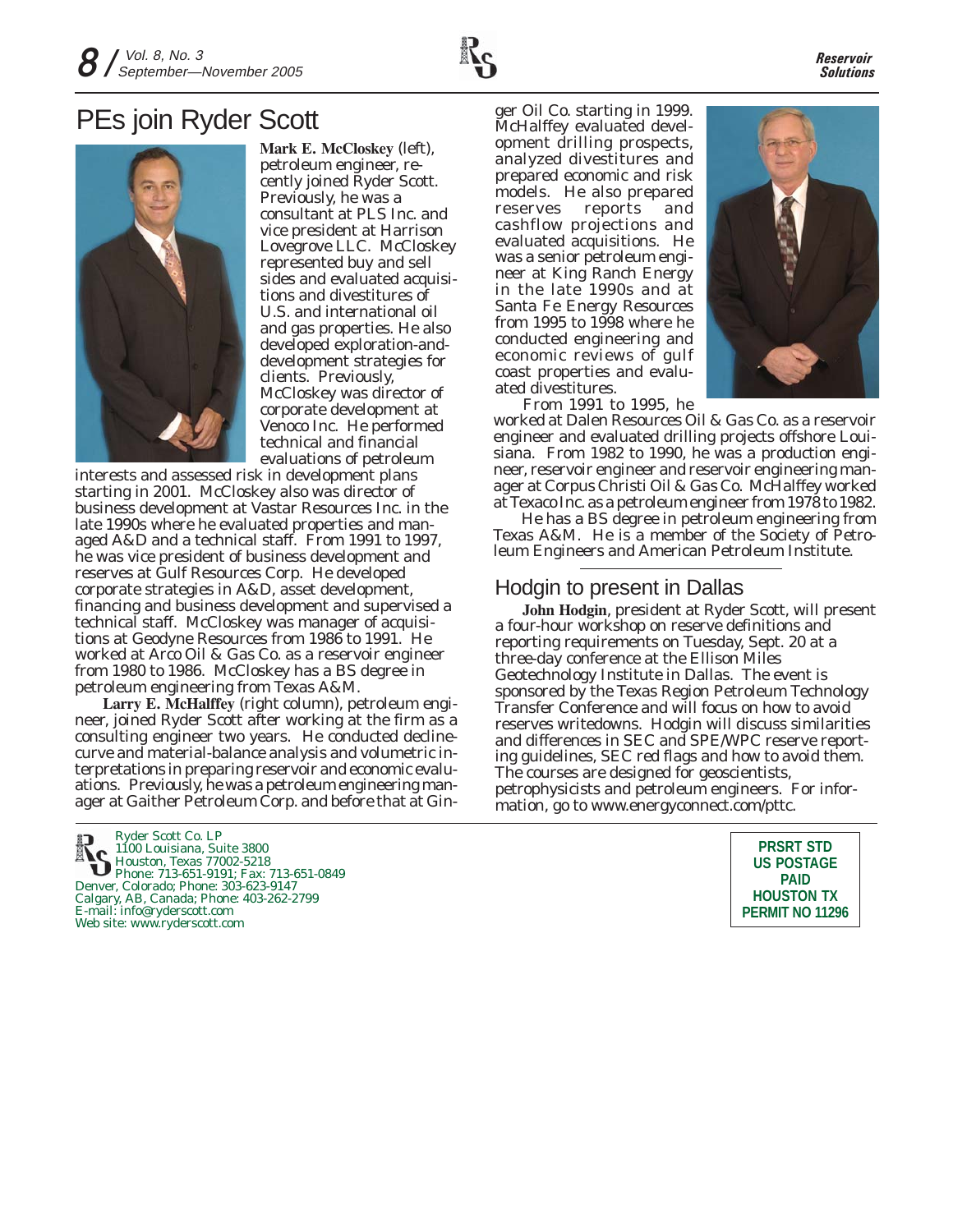# PEs join Ryder Scott

**Mark E. McCloskey** (left), petroleum engineer, recently joined Ryder Scott. Previously, he was a consultant at PLS Inc. and vice president at Harrison Lovegrove LLC. McCloskey represented buy and sell sides and evaluated acquisitions and divestitures of U.S. and international oil and gas properties. He also developed exploration-and-development strategies for clients. Previously, McCloskey was director of corporate development at Venoco Inc. He performed technical and financial evaluations of petroleum interests and assessed risk in development plans starting in 2001. McCloskey also was director of business development at Vastar Resources Inc. in the late 1990s where he evaluated properties and managed A&D and a technical staff. From 1991 to 1997, he was vice president of business development and reserves at Gulf Resources Corp. He developed corporate strategies in A&D, asset development, financing and business development and supervised a technical staff. McCloskey was manager of acquisitions at Geodyne Resources from 1986 to 1991. He worked at Arco Oil & Gas Co. as a reservoir engineer from 1980 to 1986. McCloskey has a BS degree in petroleum engineering from Texas A&M.

**Larry E. McHalffey** (right column), petroleum engineer, joined Ryder Scott after working at the firm as a consulting engineer two years. He conducted decline-curve and material-balance analysis and volumetric interpretations in preparing reservoir and economic evaluations. Previously, he was a petroleum engineering manager at Gaither Petroleum Corp. and before that at Ginger Oil Co. starting in 1999. McHalffey evaluated development drilling prospects, analyzed divestitures and prepared economic and risk models. He also prepared reserves reports and cashflow projections and evaluated acquisitions. He was a senior petroleum engineer at King Ranch Energy in the late 1990s and at Santa Fe Energy Resources from 1995 to 1998 where he conducted engineering and economic reviews of gulf coast properties and evaluated divestitures.

From 1991 to 1995, he worked at Dalen Resources Oil & Gas Co. as a reservoir engineer and evaluated drilling projects offshore Louisiana. From 1982 to 1990, he was a production engineer, reservoir engineer and reservoir engineering manager at Corpus Christi Oil & Gas Co. McHalffey worked at Texaco Inc. as a petroleum engineer from 1978 to 1982.

He has a BS degree in petroleum engineering from Texas A&M. He is a member of the Society of Petroleum Engineers and American Petroleum Institute.

## Hodgin to present in Dallas

**John Hodgin**, president at Ryder Scott, will present a four-hour workshop on reserve definitions and reporting requirements on Tuesday, Sept. 20 at a three-day conference at the Ellison Miles Geotechnology Institute in Dallas. The event is sponsored by the Texas Region Petroleum Technology Transfer Conference and will focus on how to avoid reserves writedowns. Hodgin will discuss similarities and differences in SEC and SPE/WPC reserve reporting guidelines, SEC red flags and how to avoid them. The courses are designed for geoscientists, petrophysicists and petroleum engineers. For information, go to www.energyconnect.com/pttc.

Ryder Scott Co. LP
1100 Louisiana, Suite 3800
Houston, Texas 77002-5218
Phone: 713-651-9191; Fax: 713-651-0849
Denver, Colorado; Phone: 303-623-9147
Calgary, AB, Canada; Phone: 403-262-2799
E-mail: info@ryderscott.com
Web site: www.ryderscott.com

PRSRT STD
US POSTAGE
PAID
HOUSTON TX
PERMIT NO 11296